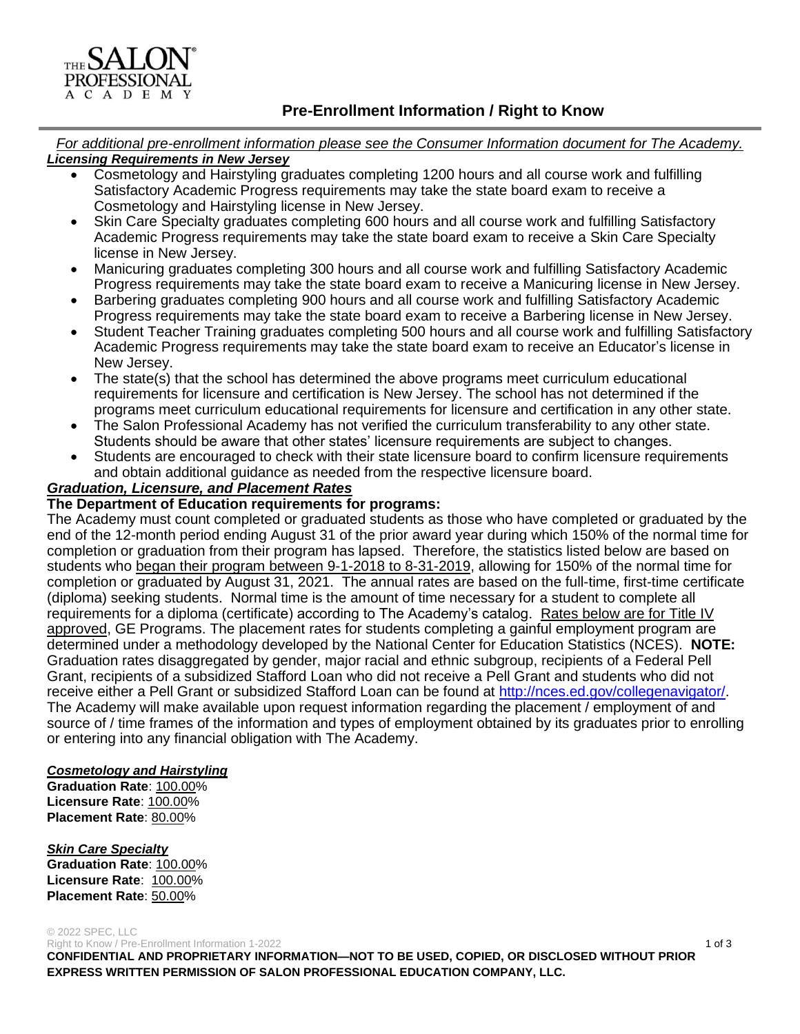# Pre-Enrollment Information / Right to Know

*For additional pre-enrollment information please see the Consumer Information document for The Academy.*

***Licensing Requirements in New Jersey***

- Cosmetology and Hairstyling graduates completing 1200 hours and all course work and fulfilling Satisfactory Academic Progress requirements may take the state board exam to receive a Cosmetology and Hairstyling license in New Jersey.
- Skin Care Specialty graduates completing 600 hours and all course work and fulfilling Satisfactory Academic Progress requirements may take the state board exam to receive a Skin Care Specialty license in New Jersey.
- Manicuring graduates completing 300 hours and all course work and fulfilling Satisfactory Academic Progress requirements may take the state board exam to receive a Manicuring license in New Jersey.
- Barbering graduates completing 900 hours and all course work and fulfilling Satisfactory Academic Progress requirements may take the state board exam to receive a Barbering license in New Jersey.
- Student Teacher Training graduates completing 500 hours and all course work and fulfilling Satisfactory Academic Progress requirements may take the state board exam to receive an Educator's license in New Jersey.
- The state(s) that the school has determined the above programs meet curriculum educational requirements for licensure and certification is New Jersey. The school has not determined if the programs meet curriculum educational requirements for licensure and certification in any other state.
- The Salon Professional Academy has not verified the curriculum transferability to any other state. Students should be aware that other states' licensure requirements are subject to changes.
- Students are encouraged to check with their state licensure board to confirm licensure requirements and obtain additional guidance as needed from the respective licensure board.

***Graduation, Licensure, and Placement Rates***

**The Department of Education requirements for programs:**

The Academy must count completed or graduated students as those who have completed or graduated by the end of the 12-month period ending August 31 of the prior award year during which 150% of the normal time for completion or graduation from their program has lapsed. Therefore, the statistics listed below are based on students who began their program between 9-1-2018 to 8-31-2019, allowing for 150% of the normal time for completion or graduated by August 31, 2021. The annual rates are based on the full-time, first-time certificate (diploma) seeking students. Normal time is the amount of time necessary for a student to complete all requirements for a diploma (certificate) according to The Academy's catalog. Rates below are for Title IV approved, GE Programs. The placement rates for students completing a gainful employment program are determined under a methodology developed by the National Center for Education Statistics (NCES). **NOTE:** Graduation rates disaggregated by gender, major racial and ethnic subgroup, recipients of a Federal Pell Grant, recipients of a subsidized Stafford Loan who did not receive a Pell Grant and students who did not receive either a Pell Grant or subsidized Stafford Loan can be found at http://nces.ed.gov/collegenavigator/. The Academy will make available upon request information regarding the placement / employment of and source of / time frames of the information and types of employment obtained by its graduates prior to enrolling or entering into any financial obligation with The Academy.

***Cosmetology and Hairstyling***

**Graduation Rate**: 100.00%
**Licensure Rate**: 100.00%
**Placement Rate**: 80.00%

***Skin Care Specialty***

**Graduation Rate**: 100.00%
**Licensure Rate**: 100.00%
**Placement Rate**: 50.00%

© 2022 SPEC, LLC
Right to Know / Pre-Enrollment Information 1-2022

**CONFIDENTIAL AND PROPRIETARY INFORMATION—NOT TO BE USED, COPIED, OR DISCLOSED WITHOUT PRIOR EXPRESS WRITTEN PERMISSION OF SALON PROFESSIONAL EDUCATION COMPANY, LLC.**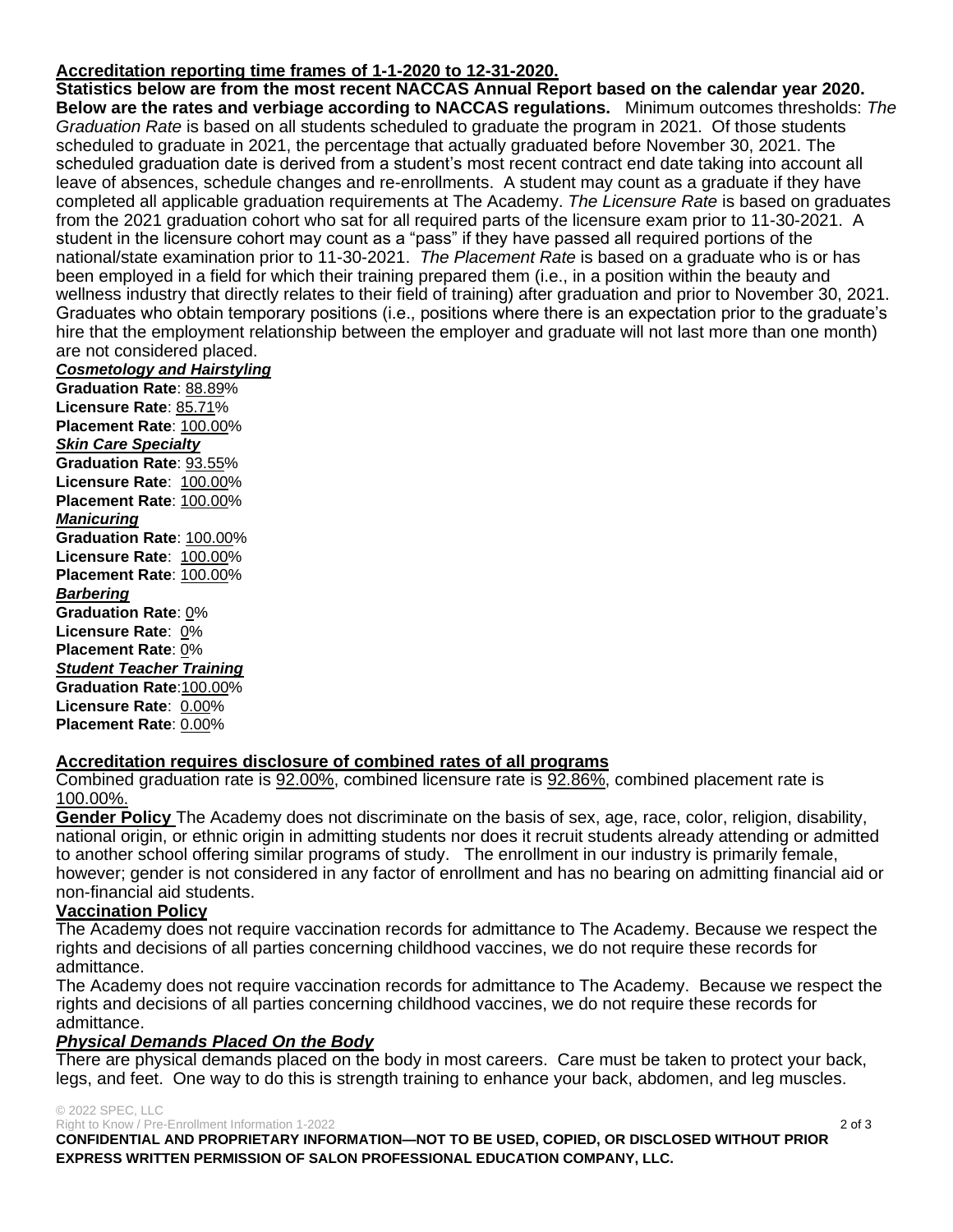**Accreditation reporting time frames of 1-1-2020 to 12-31-2020.**

**Statistics below are from the most recent NACCAS Annual Report based on the calendar year 2020. Below are the rates and verbiage according to NACCAS regulations.** Minimum outcomes thresholds: *The Graduation Rate* is based on all students scheduled to graduate the program in 2021. Of those students scheduled to graduate in 2021, the percentage that actually graduated before November 30, 2021. The scheduled graduation date is derived from a student's most recent contract end date taking into account all leave of absences, schedule changes and re-enrollments. A student may count as a graduate if they have completed all applicable graduation requirements at The Academy. *The Licensure Rate* is based on graduates from the 2021 graduation cohort who sat for all required parts of the licensure exam prior to 11-30-2021. A student in the licensure cohort may count as a "pass" if they have passed all required portions of the national/state examination prior to 11-30-2021. *The Placement Rate* is based on a graduate who is or has been employed in a field for which their training prepared them (i.e., in a position within the beauty and wellness industry that directly relates to their field of training) after graduation and prior to November 30, 2021. Graduates who obtain temporary positions (i.e., positions where there is an expectation prior to the graduate's hire that the employment relationship between the employer and graduate will not last more than one month) are not considered placed.

***Cosmetology and Hairstyling***
**Graduation Rate**: 88.89%
**Licensure Rate**: 85.71%
**Placement Rate**: 100.00%

***Skin Care Specialty***
**Graduation Rate**: 93.55%
**Licensure Rate**: 100.00%
**Placement Rate**: 100.00%

***Manicuring***
**Graduation Rate**: 100.00%
**Licensure Rate**: 100.00%
**Placement Rate**: 100.00%

***Barbering***
**Graduation Rate**: 0%
**Licensure Rate**: 0%
**Placement Rate**: 0%

***Student Teacher Training***
**Graduation Rate**:100.00%
**Licensure Rate**: 0.00%
**Placement Rate**: 0.00%

**Accreditation requires disclosure of combined rates of all programs**

Combined graduation rate is 92.00%, combined licensure rate is 92.86%, combined placement rate is 100.00%.

**Gender Policy** The Academy does not discriminate on the basis of sex, age, race, color, religion, disability, national origin, or ethnic origin in admitting students nor does it recruit students already attending or admitted to another school offering similar programs of study. The enrollment in our industry is primarily female, however; gender is not considered in any factor of enrollment and has no bearing on admitting financial aid or non-financial aid students.

**Vaccination Policy**

The Academy does not require vaccination records for admittance to The Academy. Because we respect the rights and decisions of all parties concerning childhood vaccines, we do not require these records for admittance.

The Academy does not require vaccination records for admittance to The Academy. Because we respect the rights and decisions of all parties concerning childhood vaccines, we do not require these records for admittance.

***Physical Demands Placed On the Body***

There are physical demands placed on the body in most careers. Care must be taken to protect your back, legs, and feet. One way to do this is strength training to enhance your back, abdomen, and leg muscles.

© 2022 SPEC, LLC
Right to Know / Pre-Enrollment Information 1-2022

**CONFIDENTIAL AND PROPRIETARY INFORMATION—NOT TO BE USED, COPIED, OR DISCLOSED WITHOUT PRIOR EXPRESS WRITTEN PERMISSION OF SALON PROFESSIONAL EDUCATION COMPANY, LLC.**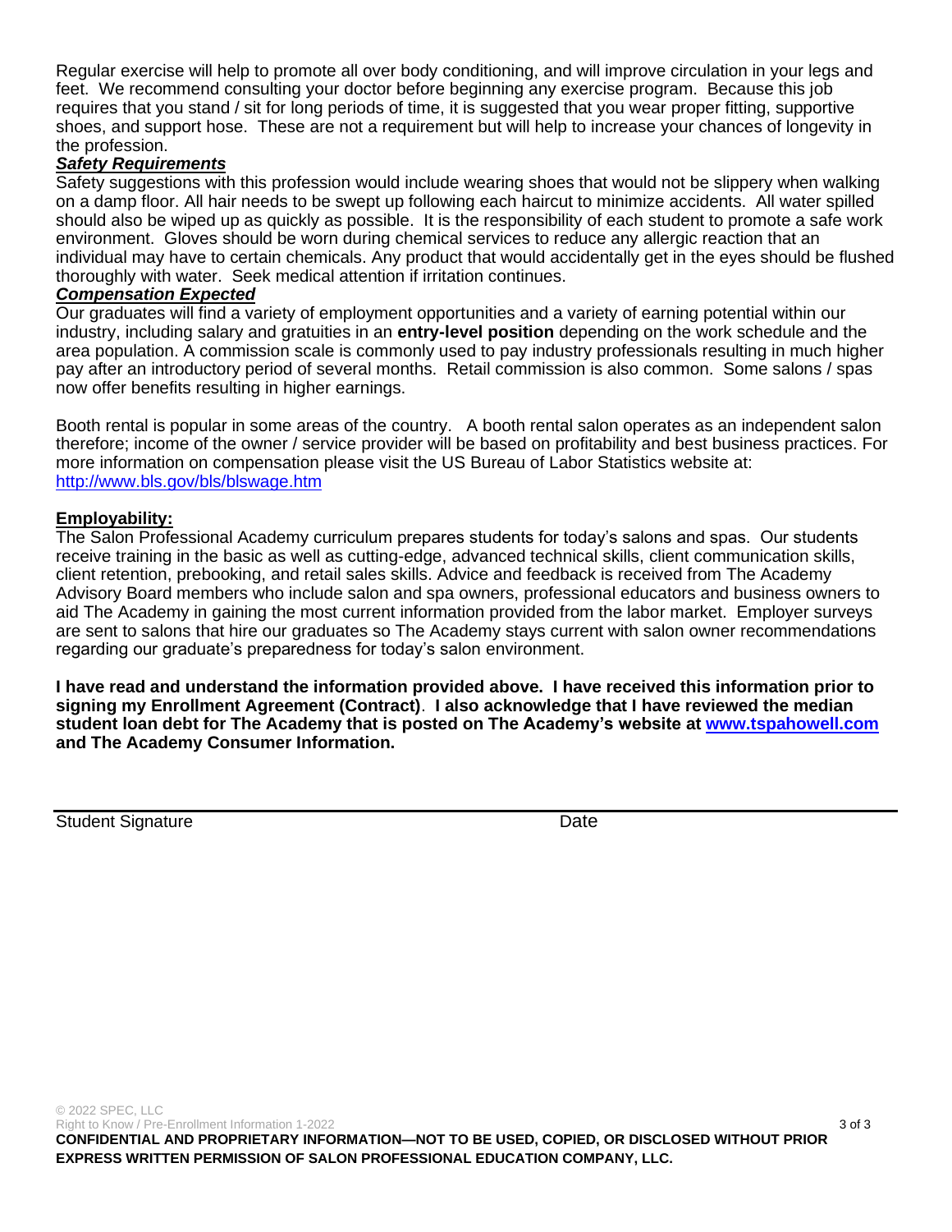Regular exercise will help to promote all over body conditioning, and will improve circulation in your legs and feet. We recommend consulting your doctor before beginning any exercise program. Because this job requires that you stand / sit for long periods of time, it is suggested that you wear proper fitting, supportive shoes, and support hose. These are not a requirement but will help to increase your chances of longevity in the profession.

***Safety Requirements***

Safety suggestions with this profession would include wearing shoes that would not be slippery when walking on a damp floor. All hair needs to be swept up following each haircut to minimize accidents. All water spilled should also be wiped up as quickly as possible. It is the responsibility of each student to promote a safe work environment. Gloves should be worn during chemical services to reduce any allergic reaction that an individual may have to certain chemicals. Any product that would accidentally get in the eyes should be flushed thoroughly with water. Seek medical attention if irritation continues.

***Compensation Expected***

Our graduates will find a variety of employment opportunities and a variety of earning potential within our industry, including salary and gratuities in an **entry-level position** depending on the work schedule and the area population. A commission scale is commonly used to pay industry professionals resulting in much higher pay after an introductory period of several months. Retail commission is also common. Some salons / spas now offer benefits resulting in higher earnings.

Booth rental is popular in some areas of the country. A booth rental salon operates as an independent salon therefore; income of the owner / service provider will be based on profitability and best business practices. For more information on compensation please visit the US Bureau of Labor Statistics website at: http://www.bls.gov/bls/blswage.htm

**Employability:**

The Salon Professional Academy curriculum prepares students for today's salons and spas. Our students receive training in the basic as well as cutting-edge, advanced technical skills, client communication skills, client retention, prebooking, and retail sales skills. Advice and feedback is received from The Academy Advisory Board members who include salon and spa owners, professional educators and business owners to aid The Academy in gaining the most current information provided from the labor market. Employer surveys are sent to salons that hire our graduates so The Academy stays current with salon owner recommendations regarding our graduate's preparedness for today's salon environment.

**I have read and understand the information provided above. I have received this information prior to signing my Enrollment Agreement (Contract). I also acknowledge that I have reviewed the median student loan debt for The Academy that is posted on The Academy's website at www.tspahowell.com and The Academy Consumer Information.**

Student Signature                                        Date

© 2022 SPEC, LLC
Right to Know / Pre-Enrollment Information 1-2022

**CONFIDENTIAL AND PROPRIETARY INFORMATION—NOT TO BE USED, COPIED, OR DISCLOSED WITHOUT PRIOR EXPRESS WRITTEN PERMISSION OF SALON PROFESSIONAL EDUCATION COMPANY, LLC.**